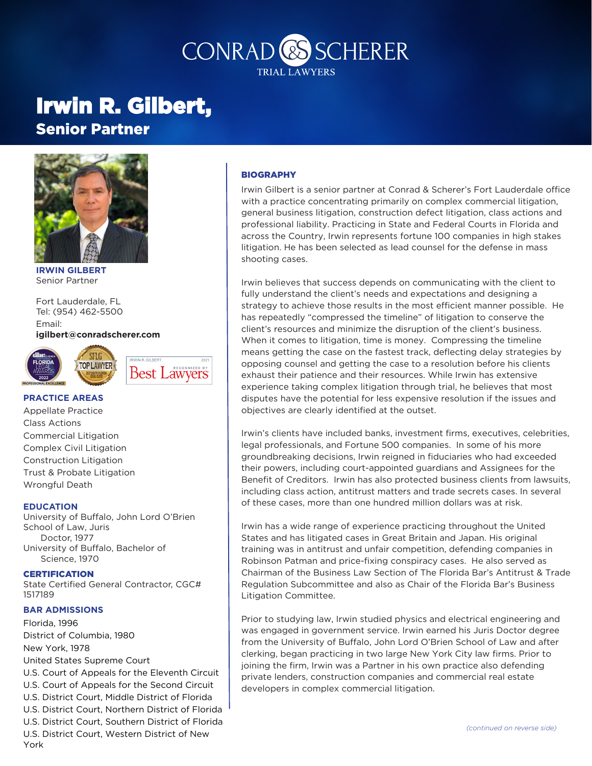CONRAD & SCHERER
TRIAL LAWYERS

# Irwin R. Gilbert,
## Senior Partner

**IRWIN GILBERT**
Senior Partner

Fort Lauderdale, FL
Tel: (954) 462-5500
Email:
**igilbert@conradscherer.com**

### PRACTICE AREAS

Appellate Practice
Class Actions
Commercial Litigation
Complex Civil Litigation
Construction Litigation
Trust & Probate Litigation
Wrongful Death

### EDUCATION

University of Buffalo, John Lord O'Brien School of Law, Juris Doctor, 1977
University of Buffalo, Bachelor of Science, 1970

### CERTIFICATION

State Certified General Contractor, CGC# 1517189

### BAR ADMISSIONS

Florida, 1996
District of Columbia, 1980
New York, 1978
United States Supreme Court
U.S. Court of Appeals for the Eleventh Circuit
U.S. Court of Appeals for the Second Circuit
U.S. District Court, Middle District of Florida
U.S. District Court, Northern District of Florida
U.S. District Court, Southern District of Florida
U.S. District Court, Western District of New York

### BIOGRAPHY

Irwin Gilbert is a senior partner at Conrad & Scherer's Fort Lauderdale office with a practice concentrating primarily on complex commercial litigation, general business litigation, construction defect litigation, class actions and professional liability. Practicing in State and Federal Courts in Florida and across the Country, Irwin represents fortune 100 companies in high stakes litigation. He has been selected as lead counsel for the defense in mass shooting cases.

Irwin believes that success depends on communicating with the client to fully understand the client's needs and expectations and designing a strategy to achieve those results in the most efficient manner possible. He has repeatedly "compressed the timeline" of litigation to conserve the client's resources and minimize the disruption of the client's business. When it comes to litigation, time is money. Compressing the timeline means getting the case on the fastest track, deflecting delay strategies by opposing counsel and getting the case to a resolution before his clients exhaust their patience and their resources. While Irwin has extensive experience taking complex litigation through trial, he believes that most disputes have the potential for less expensive resolution if the issues and objectives are clearly identified at the outset.

Irwin's clients have included banks, investment firms, executives, celebrities, legal professionals, and Fortune 500 companies. In some of his more groundbreaking decisions, Irwin reigned in fiduciaries who had exceeded their powers, including court-appointed guardians and Assignees for the Benefit of Creditors. Irwin has also protected business clients from lawsuits, including class action, antitrust matters and trade secrets cases. In several of these cases, more than one hundred million dollars was at risk.

Irwin has a wide range of experience practicing throughout the United States and has litigated cases in Great Britain and Japan. His original training was in antitrust and unfair competition, defending companies in Robinson Patman and price-fixing conspiracy cases. He also served as Chairman of the Business Law Section of The Florida Bar's Antitrust & Trade Regulation Subcommittee and also as Chair of the Florida Bar's Business Litigation Committee.

Prior to studying law, Irwin studied physics and electrical engineering and was engaged in government service. Irwin earned his Juris Doctor degree from the University of Buffalo, John Lord O'Brien School of Law and after clerking, began practicing in two large New York City law firms. Prior to joining the firm, Irwin was a Partner in his own practice also defending private lenders, construction companies and commercial real estate developers in complex commercial litigation.

*(continued on reverse side)*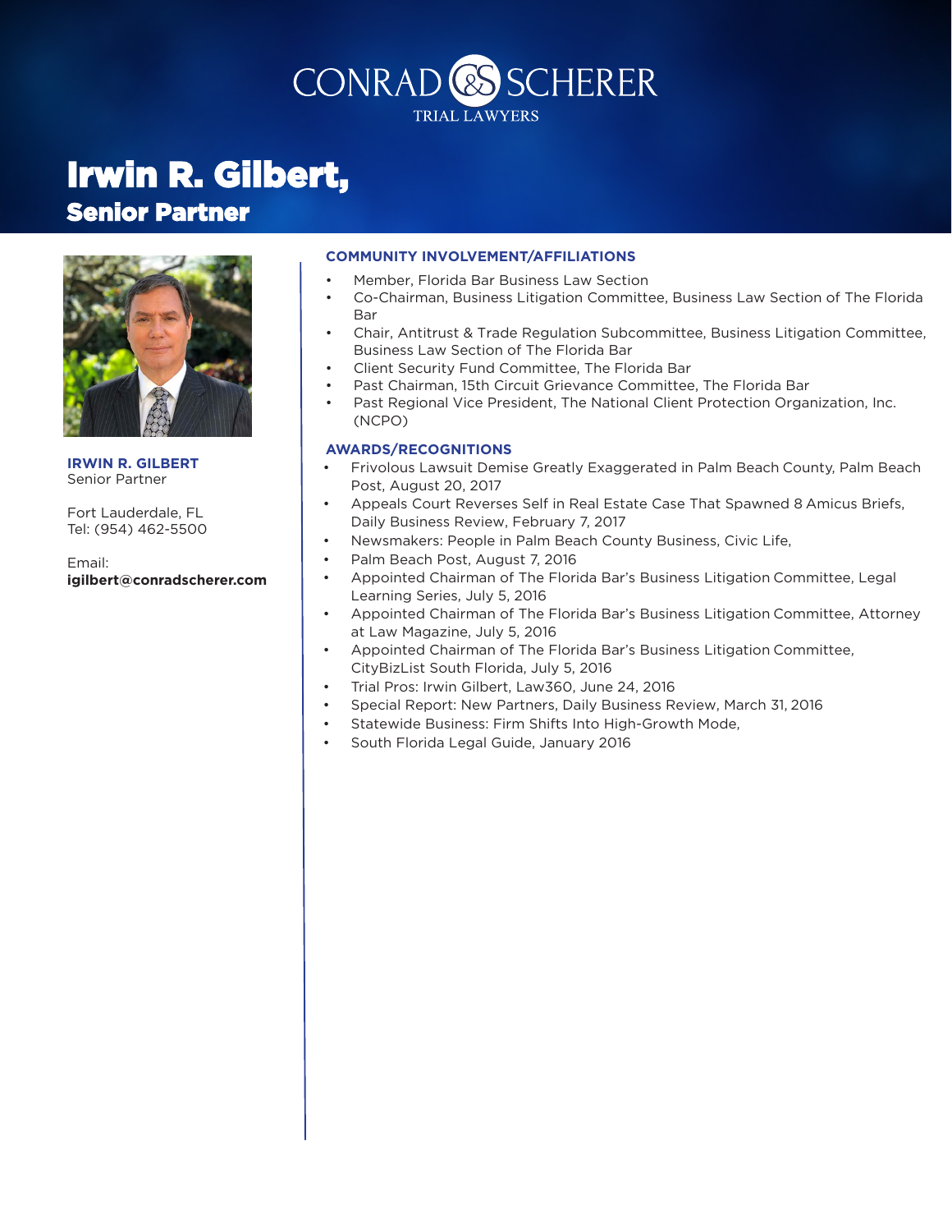CONRAD & SCHERER
TRIAL LAWYERS

# Irwin R. Gilbert,
## Senior Partner

**IRWIN R. GILBERT**
Senior Partner

Fort Lauderdale, FL
Tel: (954) 462-5500

Email:
**igilbert@conradscherer.com**

### COMMUNITY INVOLVEMENT/AFFILIATIONS

- Member, Florida Bar Business Law Section
- Co-Chairman, Business Litigation Committee, Business Law Section of The Florida Bar
- Chair, Antitrust & Trade Regulation Subcommittee, Business Litigation Committee, Business Law Section of The Florida Bar
- Client Security Fund Committee, The Florida Bar
- Past Chairman, 15th Circuit Grievance Committee, The Florida Bar
- Past Regional Vice President, The National Client Protection Organization, Inc. (NCPO)

### AWARDS/RECOGNITIONS

- Frivolous Lawsuit Demise Greatly Exaggerated in Palm Beach County, Palm Beach Post, August 20, 2017
- Appeals Court Reverses Self in Real Estate Case That Spawned 8 Amicus Briefs, Daily Business Review, February 7, 2017
- Newsmakers: People in Palm Beach County Business, Civic Life,
- Palm Beach Post, August 7, 2016
- Appointed Chairman of The Florida Bar's Business Litigation Committee, Legal Learning Series, July 5, 2016
- Appointed Chairman of The Florida Bar's Business Litigation Committee, Attorney at Law Magazine, July 5, 2016
- Appointed Chairman of The Florida Bar's Business Litigation Committee, CityBizList South Florida, July 5, 2016
- Trial Pros: Irwin Gilbert, Law360, June 24, 2016
- Special Report: New Partners, Daily Business Review, March 31, 2016
- Statewide Business: Firm Shifts Into High-Growth Mode,
- South Florida Legal Guide, January 2016